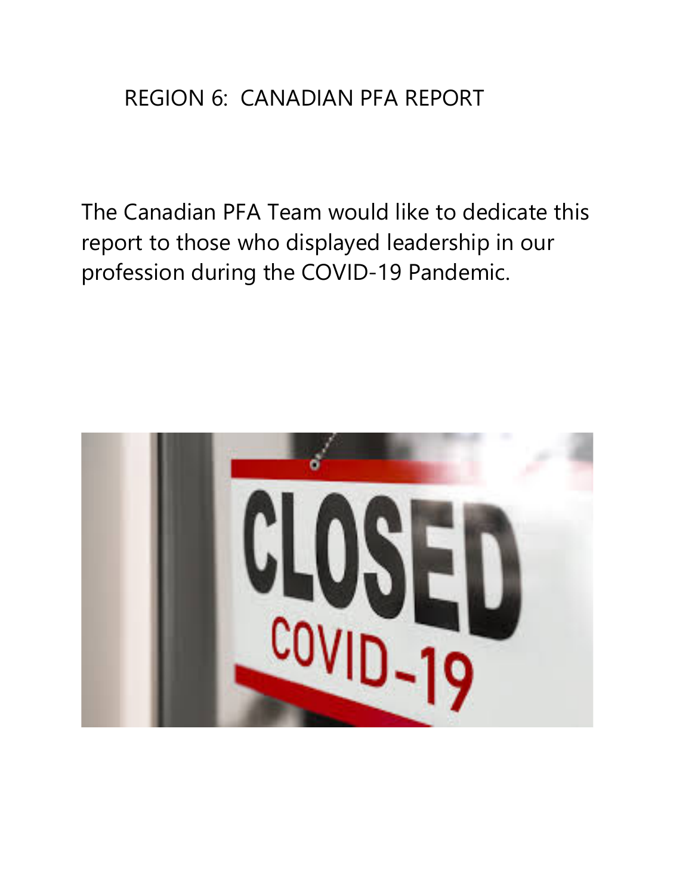# REGION 6: CANADIAN PFA REPORT

The Canadian PFA Team would like to dedicate this report to those who displayed leadership in our profession during the COVID-19 Pandemic.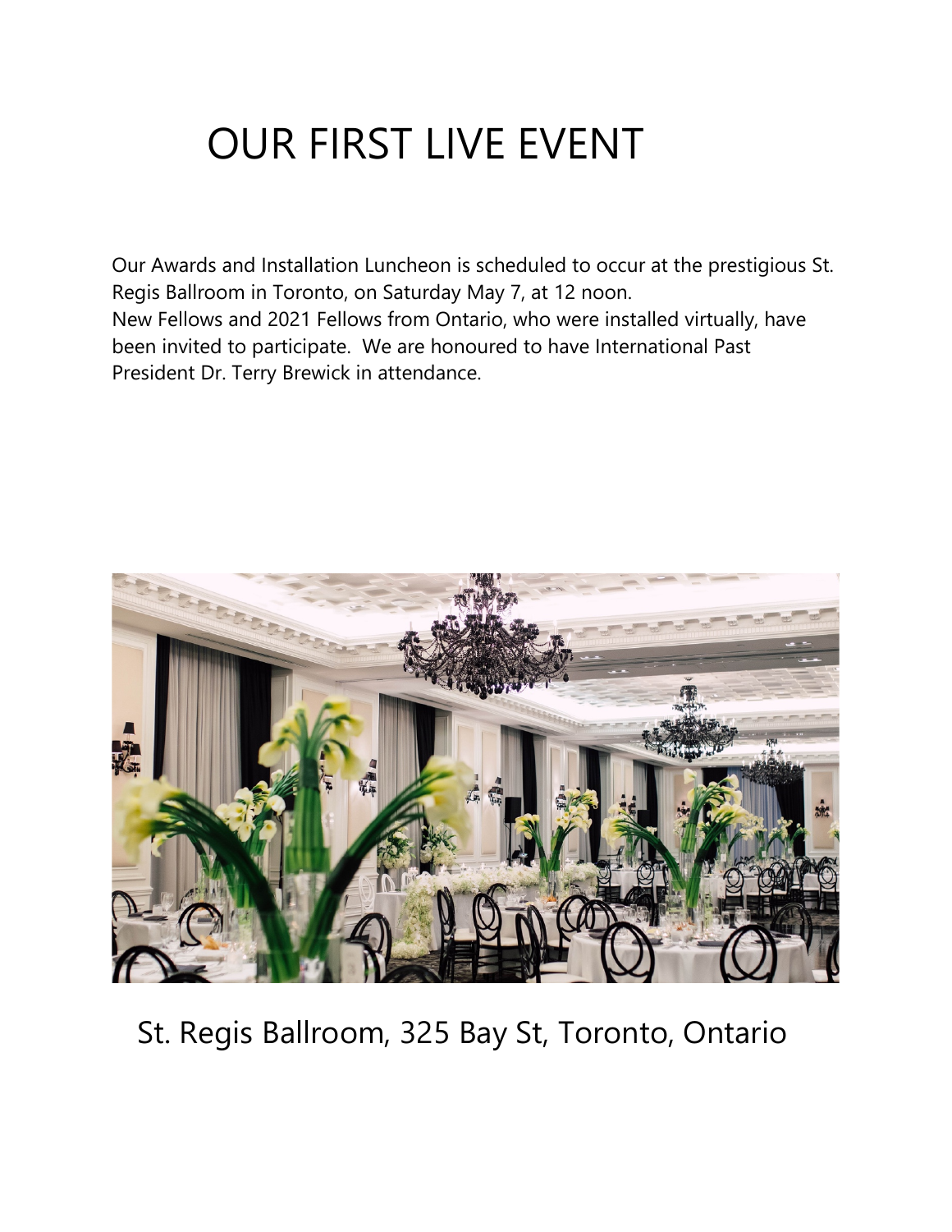# OUR FIRST LIVE EVENT

Our Awards and Installation Luncheon is scheduled to occur at the prestigious St. Regis Ballroom in Toronto, on Saturday May 7, at 12 noon.
New Fellows and 2021 Fellows from Ontario, who were installed virtually, have been invited to participate. We are honoured to have International Past President Dr. Terry Brewick in attendance.

St. Regis Ballroom, 325 Bay St, Toronto, Ontario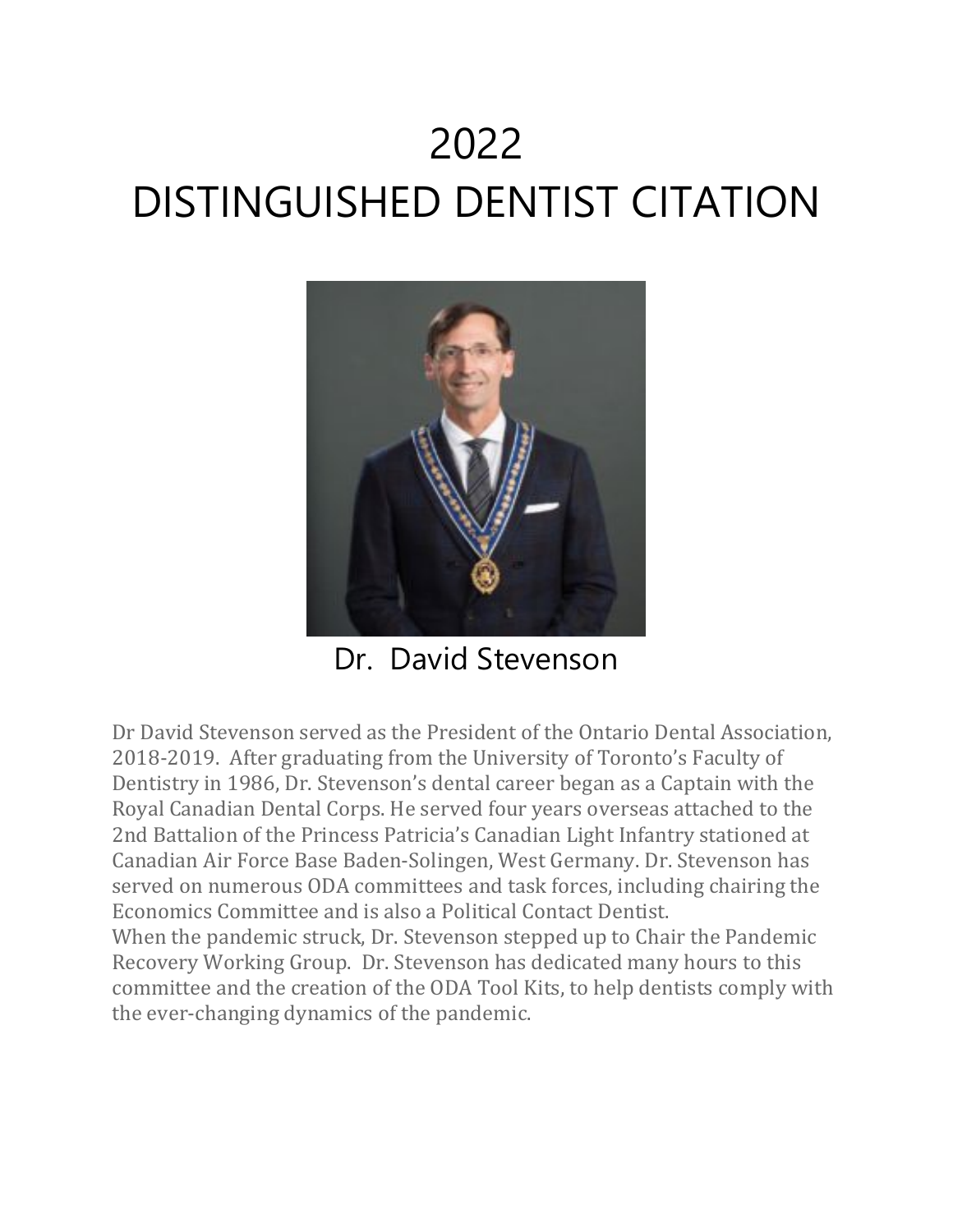# 2022
# DISTINGUISHED DENTIST CITATION

Dr. David Stevenson

Dr David Stevenson served as the President of the Ontario Dental Association, 2018-2019. After graduating from the University of Toronto's Faculty of Dentistry in 1986, Dr. Stevenson's dental career began as a Captain with the Royal Canadian Dental Corps. He served four years overseas attached to the 2nd Battalion of the Princess Patricia's Canadian Light Infantry stationed at Canadian Air Force Base Baden-Solingen, West Germany. Dr. Stevenson has served on numerous ODA committees and task forces, including chairing the Economics Committee and is also a Political Contact Dentist.
When the pandemic struck, Dr. Stevenson stepped up to Chair the Pandemic Recovery Working Group. Dr. Stevenson has dedicated many hours to this committee and the creation of the ODA Tool Kits, to help dentists comply with the ever-changing dynamics of the pandemic.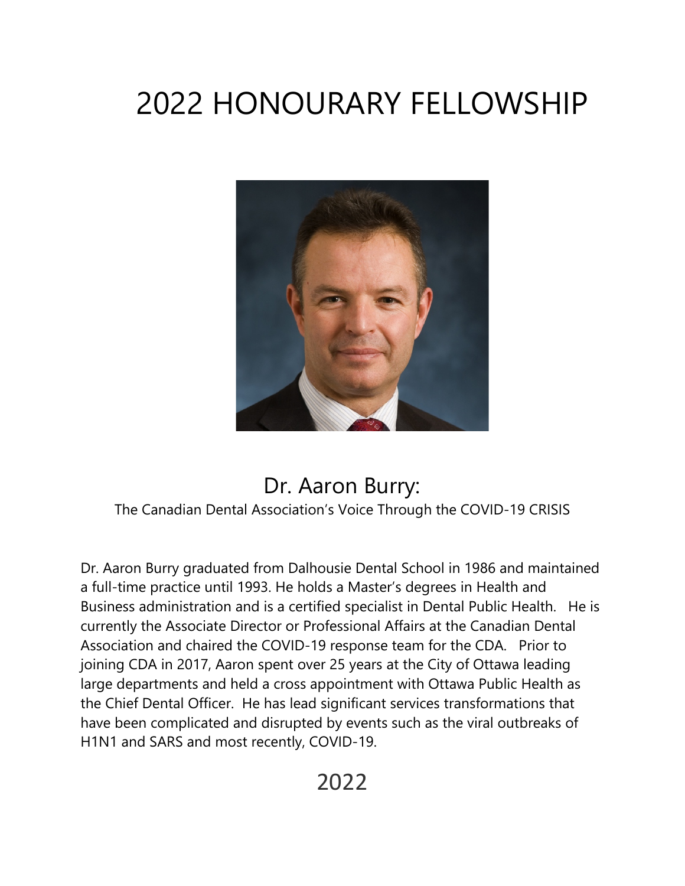# 2022 HONOURARY FELLOWSHIP

## Dr. Aaron Burry:

The Canadian Dental Association's Voice Through the COVID-19 CRISIS

Dr. Aaron Burry graduated from Dalhousie Dental School in 1986 and maintained a full-time practice until 1993. He holds a Master's degrees in Health and Business administration and is a certified specialist in Dental Public Health. He is currently the Associate Director or Professional Affairs at the Canadian Dental Association and chaired the COVID-19 response team for the CDA. Prior to joining CDA in 2017, Aaron spent over 25 years at the City of Ottawa leading large departments and held a cross appointment with Ottawa Public Health as the Chief Dental Officer. He has lead significant services transformations that have been complicated and disrupted by events such as the viral outbreaks of H1N1 and SARS and most recently, COVID-19.

2022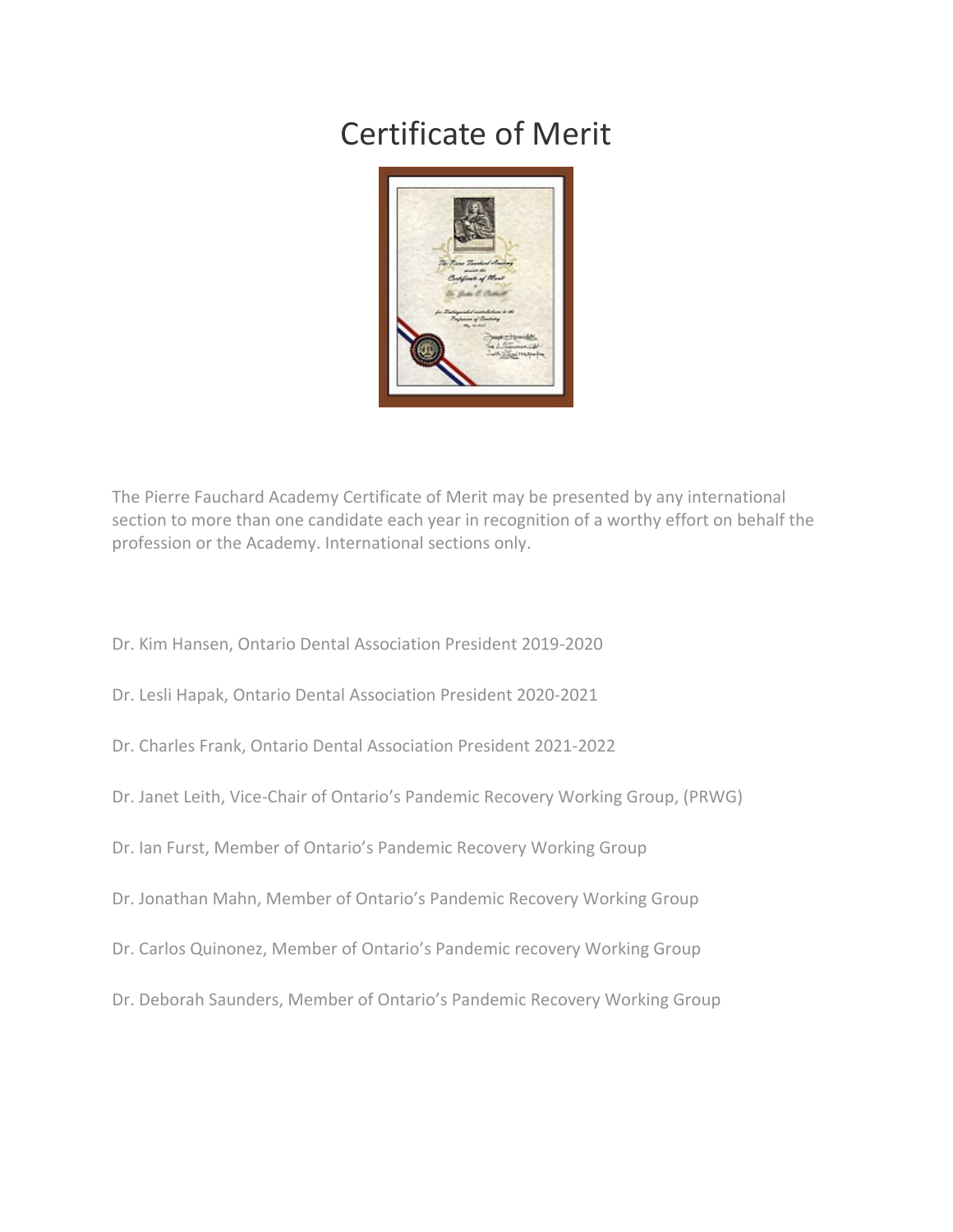# Certificate of Merit

The Pierre Fauchard Academy Certificate of Merit may be presented by any international section to more than one candidate each year in recognition of a worthy effort on behalf the profession or the Academy. International sections only.

Dr. Kim Hansen, Ontario Dental Association President 2019-2020

Dr. Lesli Hapak, Ontario Dental Association President 2020-2021

Dr. Charles Frank, Ontario Dental Association President 2021-2022

Dr. Janet Leith, Vice-Chair of Ontario's Pandemic Recovery Working Group, (PRWG)

Dr. Ian Furst, Member of Ontario's Pandemic Recovery Working Group

Dr. Jonathan Mahn, Member of Ontario's Pandemic Recovery Working Group

Dr. Carlos Quinonez, Member of Ontario's Pandemic recovery Working Group

Dr. Deborah Saunders, Member of Ontario's Pandemic Recovery Working Group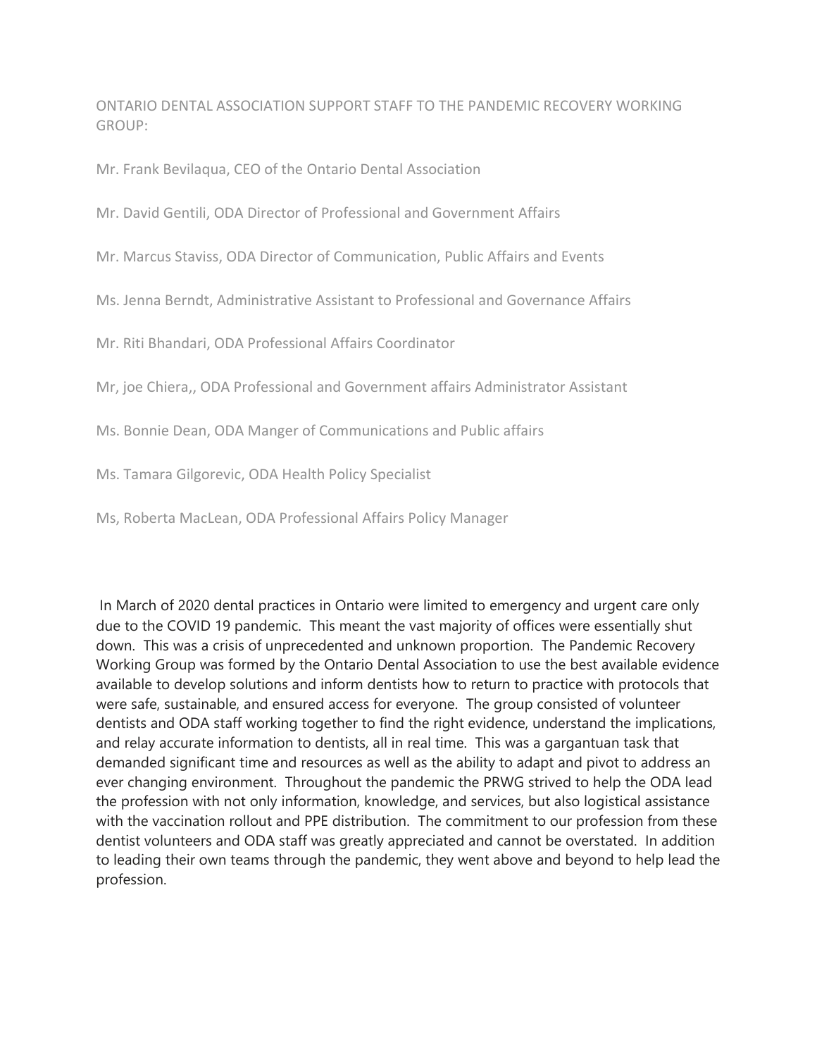ONTARIO DENTAL ASSOCIATION SUPPORT STAFF TO THE PANDEMIC RECOVERY WORKING GROUP:

Mr. Frank Bevilaqua, CEO of the Ontario Dental Association

Mr. David Gentili, ODA Director of Professional and Government Affairs

Mr. Marcus Staviss, ODA Director of Communication, Public Affairs and Events

Ms. Jenna Berndt, Administrative Assistant to Professional and Governance Affairs

Mr. Riti Bhandari, ODA Professional Affairs Coordinator

Mr, joe Chiera,, ODA Professional and Government affairs Administrator Assistant

Ms. Bonnie Dean, ODA Manger of Communications and Public affairs

Ms. Tamara Gilgorevic, ODA Health Policy Specialist

Ms, Roberta MacLean, ODA Professional Affairs Policy Manager

In March of 2020 dental practices in Ontario were limited to emergency and urgent care only due to the COVID 19 pandemic. This meant the vast majority of offices were essentially shut down. This was a crisis of unprecedented and unknown proportion. The Pandemic Recovery Working Group was formed by the Ontario Dental Association to use the best available evidence available to develop solutions and inform dentists how to return to practice with protocols that were safe, sustainable, and ensured access for everyone. The group consisted of volunteer dentists and ODA staff working together to find the right evidence, understand the implications, and relay accurate information to dentists, all in real time. This was a gargantuan task that demanded significant time and resources as well as the ability to adapt and pivot to address an ever changing environment. Throughout the pandemic the PRWG strived to help the ODA lead the profession with not only information, knowledge, and services, but also logistical assistance with the vaccination rollout and PPE distribution. The commitment to our profession from these dentist volunteers and ODA staff was greatly appreciated and cannot be overstated. In addition to leading their own teams through the pandemic, they went above and beyond to help lead the profession.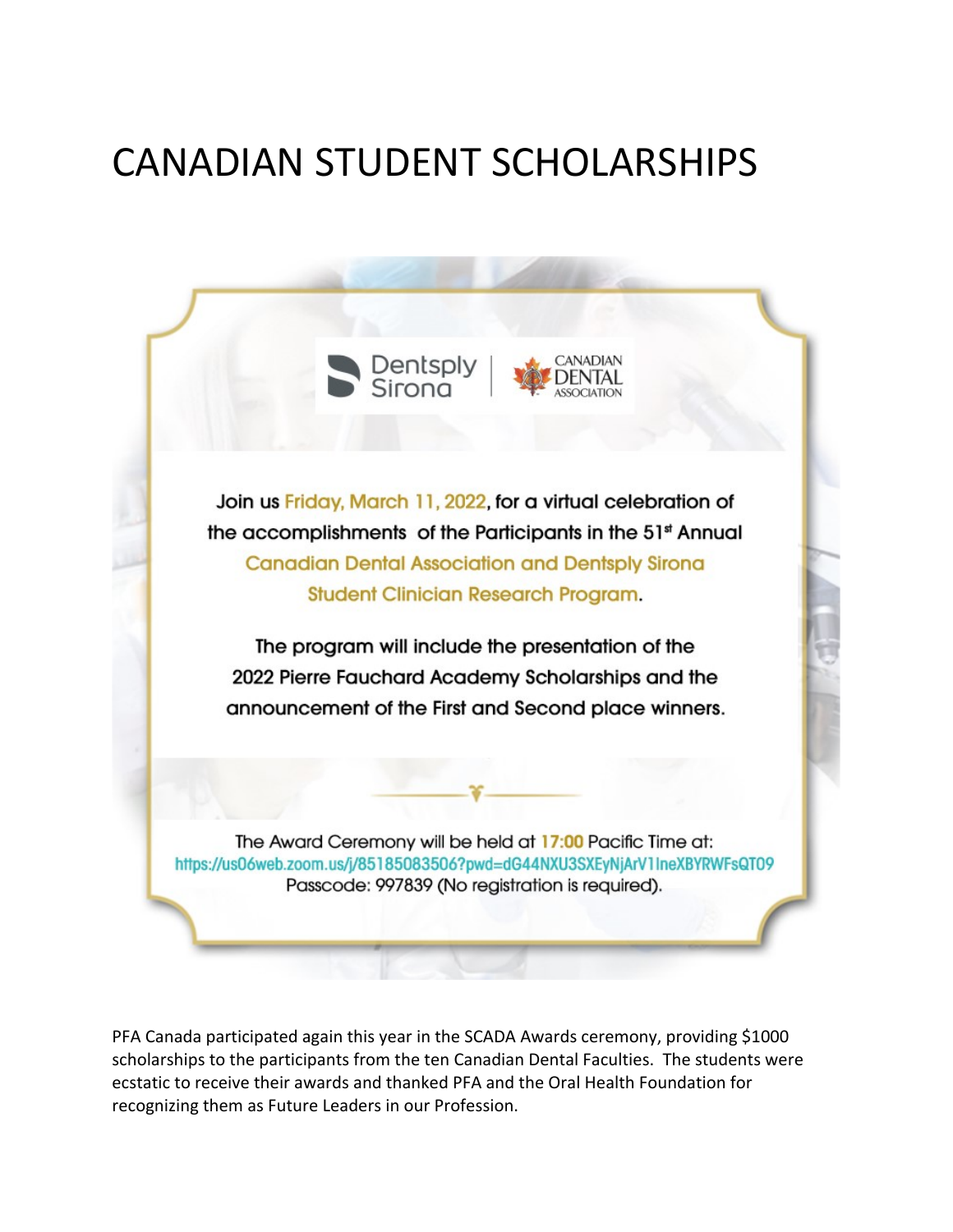# CANADIAN STUDENT SCHOLARSHIPS

Dentsply Sirona | CANADIAN DENTAL ASSOCIATION

Join us Friday, March 11, 2022, for a virtual celebration of the accomplishments of the Participants in the 51st Annual Canadian Dental Association and Dentsply Sirona Student Clinician Research Program.

The program will include the presentation of the 2022 Pierre Fauchard Academy Scholarships and the announcement of the First and Second place winners.

The Award Ceremony will be held at 17:00 Pacific Time at:
https://us06web.zoom.us/j/85185083506?pwd=dG44NXU3SXEyNjArV1IneXBYRWFsQT09
Passcode: 997839 (No registration is required).

PFA Canada participated again this year in the SCADA Awards ceremony, providing $1000 scholarships to the participants from the ten Canadian Dental Faculties. The students were ecstatic to receive their awards and thanked PFA and the Oral Health Foundation for recognizing them as Future Leaders in our Profession.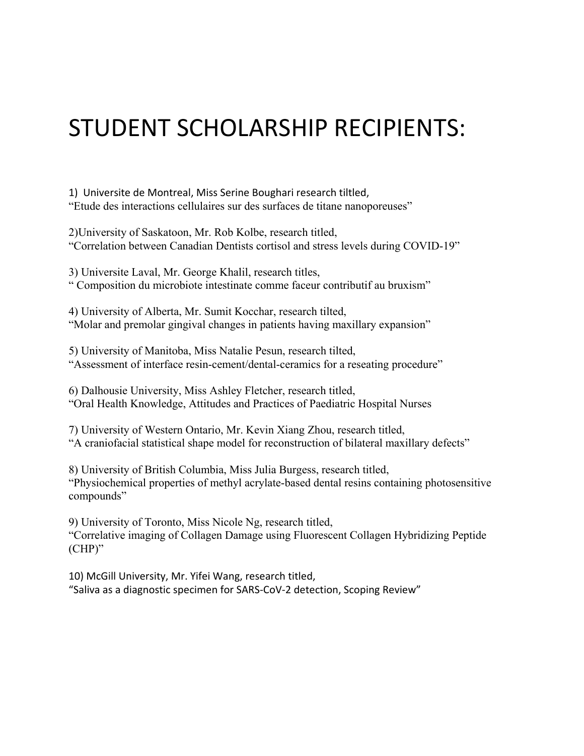# STUDENT SCHOLARSHIP RECIPIENTS:

1) Universite de Montreal, Miss Serine Boughari research tiltled,
"Etude des interactions cellulaires sur des surfaces de titane nanoporeuses"

2)University of Saskatoon, Mr. Rob Kolbe, research titled,
"Correlation between Canadian Dentists cortisol and stress levels during COVID-19"

3) Universite Laval, Mr. George Khalil, research titles,
" Composition du microbiote intestinate comme faceur contributif au bruxism"

4) University of Alberta, Mr. Sumit Kocchar, research tilted,
"Molar and premolar gingival changes in patients having maxillary expansion"

5) University of Manitoba, Miss Natalie Pesun, research tilted,
"Assessment of interface resin-cement/dental-ceramics for a reseating procedure"

6) Dalhousie University, Miss Ashley Fletcher, research titled,
"Oral Health Knowledge, Attitudes and Practices of Paediatric Hospital Nurses

7) University of Western Ontario, Mr. Kevin Xiang Zhou, research titled,
"A craniofacial statistical shape model for reconstruction of bilateral maxillary defects"

8) University of British Columbia, Miss Julia Burgess, research titled,
"Physiochemical properties of methyl acrylate-based dental resins containing photosensitive compounds"

9) University of Toronto, Miss Nicole Ng, research titled,
"Correlative imaging of Collagen Damage using Fluorescent Collagen Hybridizing Peptide (CHP)"

10) McGill University, Mr. Yifei Wang, research titled,
"Saliva as a diagnostic specimen for SARS-CoV-2 detection, Scoping Review"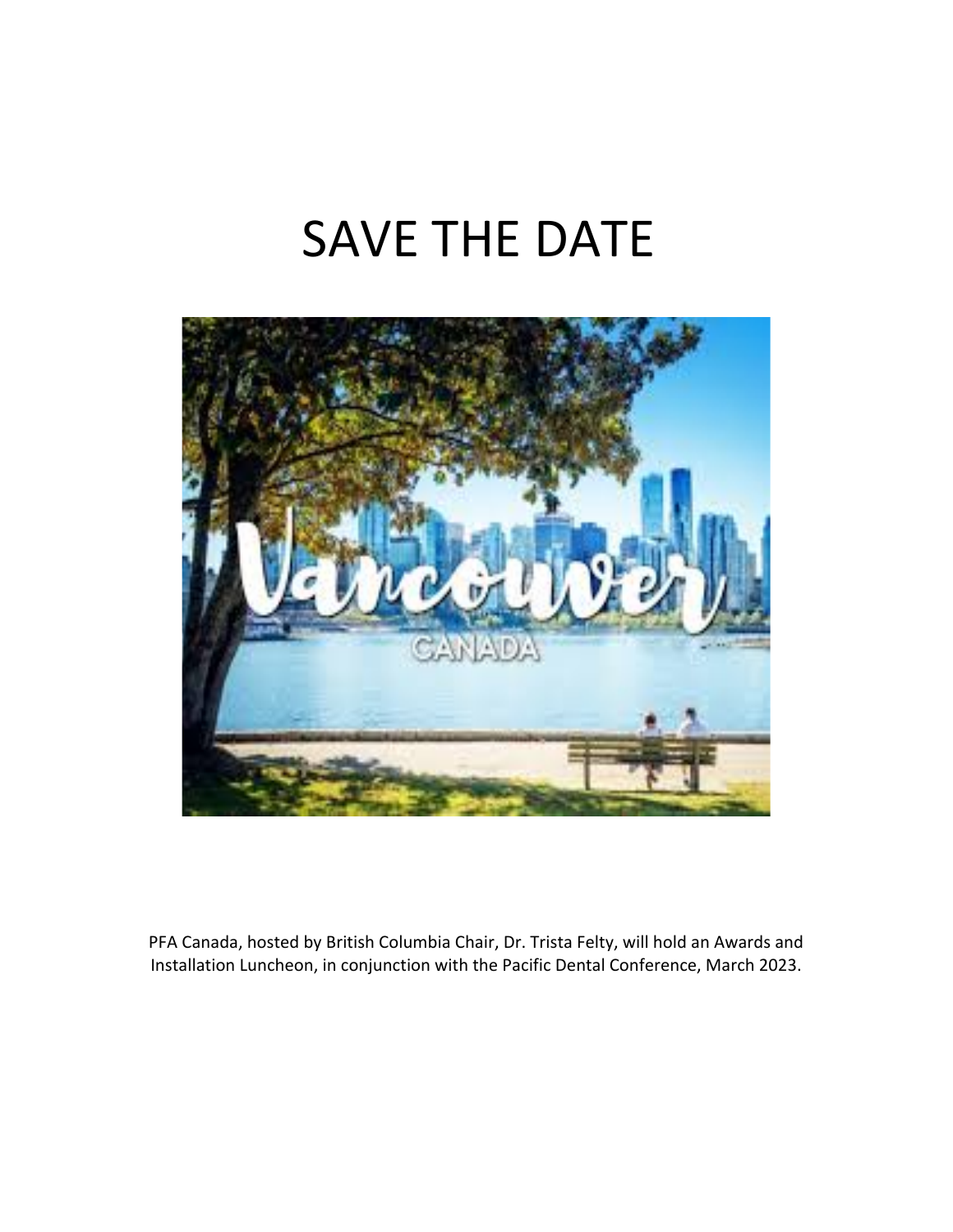# SAVE THE DATE

PFA Canada, hosted by British Columbia Chair, Dr. Trista Felty, will hold an Awards and Installation Luncheon, in conjunction with the Pacific Dental Conference, March 2023.